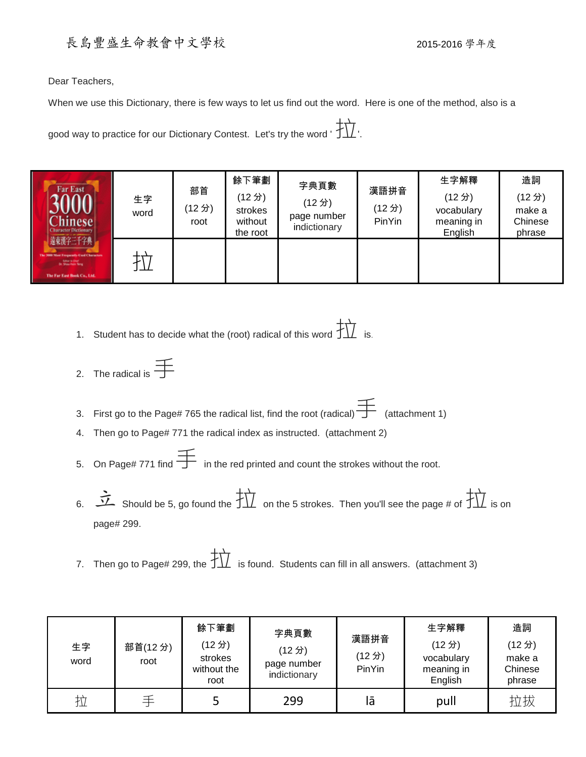長島豐盛生命教會中文學校 2015-2016 學年度

Dear Teachers,

When we use this Dictionary, there is few ways to let us find out the word. Here is one of the method, also is a good way to practice for our Dictionary Contest. Let's try the word '拉'.

| | 生字 word | 部首 (12 分) root | 餘下筆劃 (12 分) strokes without the root | 字典頁數 (12 分) page number indictionary | 漢語拼音 (12 分) PinYin | 生字解釋 (12 分) vocabulary meaning in English | 造詞 (12 分) make a Chinese phrase |
|---|---|---|---|---|---|---|---|
| Far East 3000 Chinese Character Dictionary 遠東漢字三千字典 | 拉 | | | | | | |

1. Student has to decide what the (root) radical of this word 拉 is.
2. The radical is 手
3. First go to the Page# 765 the radical list, find the root (radical) 手 (attachment 1)
4. Then go to Page# 771 the radical index as instructed. (attachment 2)
5. On Page# 771 find 手 in the red printed and count the strokes without the root.
6. 立 Should be 5, go found the 拉 on the 5 strokes. Then you'll see the page # of 拉 is on page# 299.
7. Then go to Page# 299, the 拉 is found. Students can fill in all answers. (attachment 3)

| 生字 word | 部首(12 分) root | 餘下筆劃 (12 分) strokes without the root | 字典頁數 (12 分) page number indictionary | 漢語拼音 (12 分) PinYin | 生字解釋 (12 分) vocabulary meaning in English | 造詞 (12 分) make a Chinese phrase |
|---|---|---|---|---|---|---|
| 拉 | 手 | 5 | 299 | lā | pull | 拉拔 |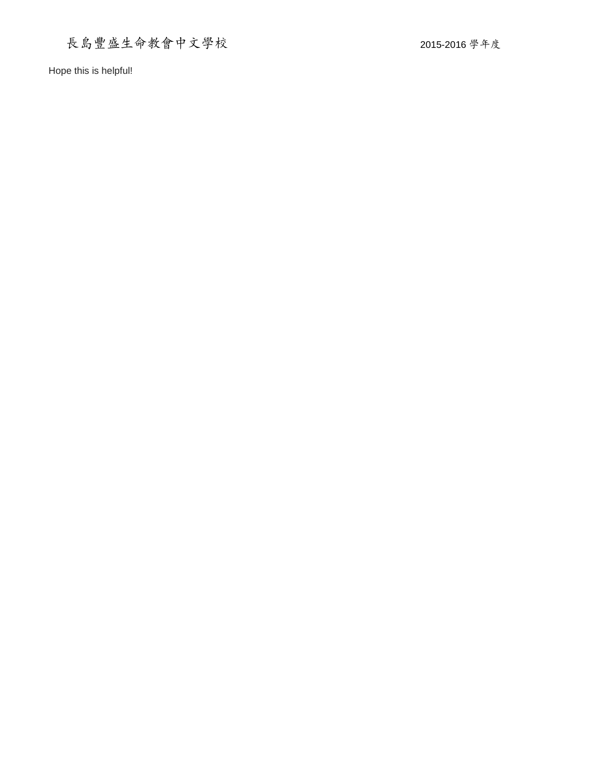Hope this is helpful!